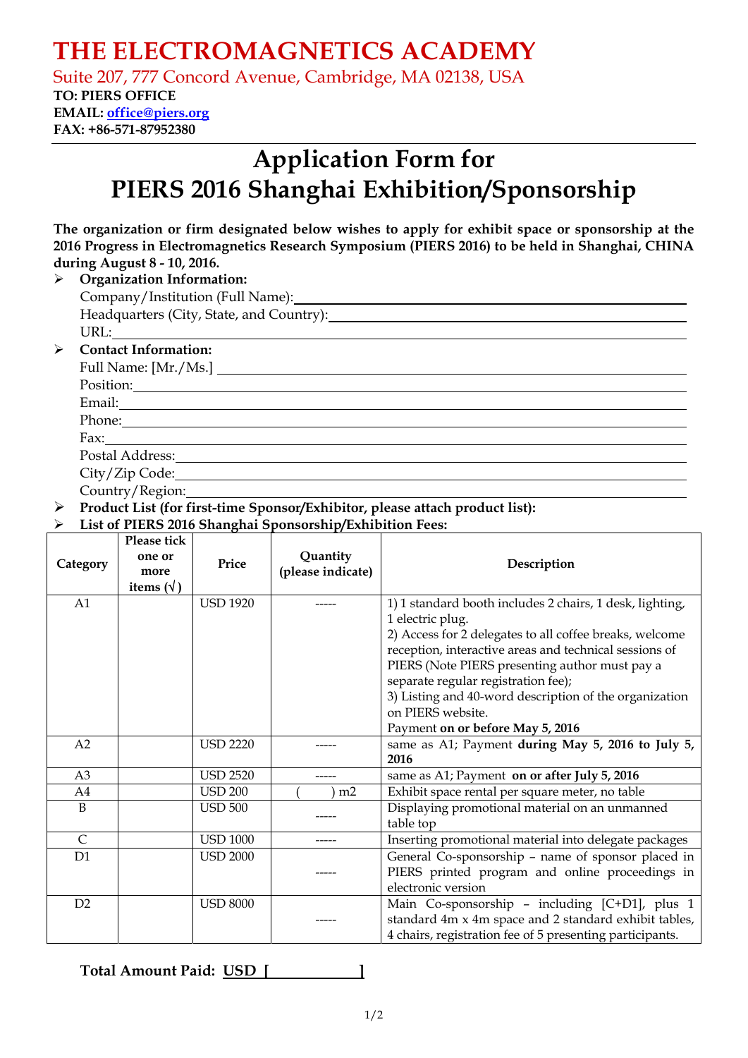# THE ELECTROMAGNETICS ACADEMY

Suite 207, 777 Concord Avenue, Cambridge, MA 02138, USA

**TO: PIERS OFFICE**
**EMAIL: office@piers.org**
**FAX: +86-571-87952380**

# Application Form for PIERS 2016 Shanghai Exhibition/Sponsorship

**The organization or firm designated below wishes to apply for exhibit space or sponsorship at the 2016 Progress in Electromagnetics Research Symposium (PIERS 2016) to be held in Shanghai, CHINA during August 8 - 10, 2016.**

- **Organization Information:**
  - Company/Institution (Full Name): ______________________
  - Headquarters (City, State, and Country): ______________________
  - URL: ______________________
- **Contact Information:**
  - Full Name: [Mr./Ms.] ______________________
  - Position: ______________________
  - Email: ______________________
  - Phone: ______________________
  - Fax: ______________________
  - Postal Address: ______________________
  - City/Zip Code: ______________________
  - Country/Region: ______________________
- **Product List (for first-time Sponsor/Exhibitor, please attach product list):**
- **List of PIERS 2016 Shanghai Sponsorship/Exhibition Fees:**

| Category | Please tick one or more items (√) | Price | Quantity (please indicate) | Description |
|---|---|---|---|---|
| A1 | | USD 1920 | ----- | 1) 1 standard booth includes 2 chairs, 1 desk, lighting, 1 electric plug. 2) Access for 2 delegates to all coffee breaks, welcome reception, interactive areas and technical sessions of PIERS (Note PIERS presenting author must pay a separate regular registration fee); 3) Listing and 40-word description of the organization on PIERS website. Payment **on or before May 5, 2016** |
| A2 | | USD 2220 | ----- | same as A1; Payment **during May 5, 2016 to July 5, 2016** |
| A3 | | USD 2520 | ----- | same as A1; Payment **on or after July 5, 2016** |
| A4 | | USD 200 | (    ) m2 | Exhibit space rental per square meter, no table |
| B | | USD 500 | ----- | Displaying promotional material on an unmanned table top |
| C | | USD 1000 | ----- | Inserting promotional material into delegate packages |
| D1 | | USD 2000 | ----- | General Co-sponsorship – name of sponsor placed in PIERS printed program and online proceedings in electronic version |
| D2 | | USD 8000 | ----- | Main Co-sponsorship – including [C+D1], plus 1 standard 4m x 4m space and 2 standard exhibit tables, 4 chairs, registration fee of 5 presenting participants. |

**Total Amount Paid: USD [ ____________ ]**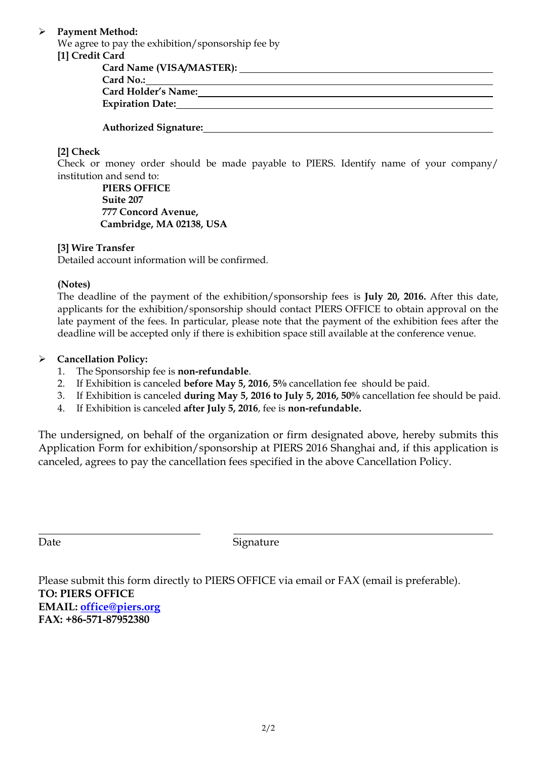- **Payment Method:**

  We agree to pay the exhibition/sponsorship fee by

  **[1] Credit Card**

  **Card Name (VISA/MASTER):** ____________________

  **Card No.:** ____________________

  **Card Holder's Name:** ____________________

  **Expiration Date:** ____________________

  **Authorized Signature:** ____________________

  **[2] Check**

  Check or money order should be made payable to PIERS. Identify name of your company/ institution and send to:

  **PIERS OFFICE**
  **Suite 207**
  **777 Concord Avenue,**
  **Cambridge, MA 02138, USA**

  **[3] Wire Transfer**

  Detailed account information will be confirmed.

  **(Notes)**

  The deadline of the payment of the exhibition/sponsorship fees is **July 20, 2016.** After this date, applicants for the exhibition/sponsorship should contact PIERS OFFICE to obtain approval on the late payment of the fees. In particular, please note that the payment of the exhibition fees after the deadline will be accepted only if there is exhibition space still available at the conference venue.

- **Cancellation Policy:**
  1. The Sponsorship fee is **non-refundable**.
  2. If Exhibition is canceled **before May 5, 2016**, **5%** cancellation fee should be paid.
  3. If Exhibition is canceled **during May 5, 2016 to July 5, 2016, 50%** cancellation fee should be paid.
  4. If Exhibition is canceled **after July 5, 2016**, fee is **non-refundable.**

The undersigned, on behalf of the organization or firm designated above, hereby submits this Application Form for exhibition/sponsorship at PIERS 2016 Shanghai and, if this application is canceled, agrees to pay the cancellation fees specified in the above Cancellation Policy.

____________________ ____________________

Date Signature

Please submit this form directly to PIERS OFFICE via email or FAX (email is preferable).

**TO: PIERS OFFICE**

**EMAIL: office@piers.org**

**FAX: +86-571-87952380**